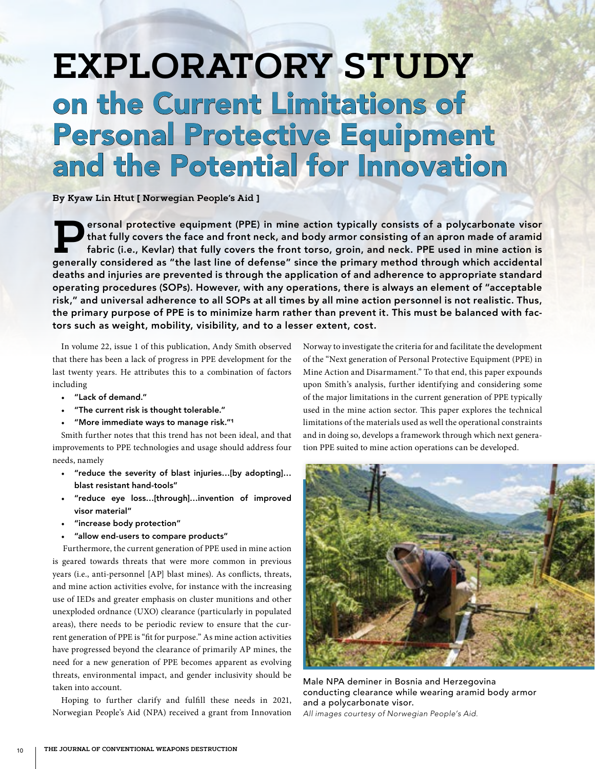# EXPLORATORY STUDY on the Current Limitations of Personal Protective Equipment and the Potential for Innovation

By Kyaw Lin Htut [ Norwegian People's Aid ]

**Personal protective equipment (PPE) in mine action typically consists of a polycarbonate visor that fully covers the face and front neck, and body armor consisting of an apron made of aramid fabric (i.e., Kevlar) that fully covers the front torso, groin, and neck. PPE used in mine action is generally considered as "the last line of defense" since the primary method through which accidental deaths and injuries are prevented is through the application of and adherence to appropriate standard operating procedures (SOPs). However, with any operations, there is always an element of "acceptable risk," and universal adherence to all SOPs at all times by all mine action personnel is not realistic. Thus, the primary purpose of PPE is to minimize harm rather than prevent it. This must be balanced with factors such as weight, mobility, visibility, and to a lesser extent, cost.**

In volume 22, issue 1 of this publication, Andy Smith observed that there has been a lack of progress in PPE development for the last twenty years. He attributes this to a combination of factors including

- **"Lack of demand."**
- **"The current risk is thought tolerable."**
- **"More immediate ways to manage risk."[1]**

Smith further notes that this trend has not been ideal, and that improvements to PPE technologies and usage should address four needs, namely

- **"reduce the severity of blast injuries…[by adopting]… blast resistant hand-tools"**
- **"reduce eye loss…[through]…invention of improved visor material"**
- **"increase body protection"**
- **"allow end-users to compare products"**

Furthermore, the current generation of PPE used in mine action is geared towards threats that were more common in previous years (i.e., anti-personnel [AP] blast mines). As conflicts, threats, and mine action activities evolve, for instance with the increasing use of IEDs and greater emphasis on cluster munitions and other unexploded ordnance (UXO) clearance (particularly in populated areas), there needs to be periodic review to ensure that the current generation of PPE is "fit for purpose." As mine action activities have progressed beyond the clearance of primarily AP mines, the need for a new generation of PPE becomes apparent as evolving threats, environmental impact, and gender inclusivity should be taken into account.

Hoping to further clarify and fulfill these needs in 2021, Norwegian People's Aid (NPA) received a grant from Innovation Norway to investigate the criteria for and facilitate the development of the "Next generation of Personal Protective Equipment (PPE) in Mine Action and Disarmament." To that end, this paper expounds upon Smith's analysis, further identifying and considering some of the major limitations in the current generation of PPE typically used in the mine action sector. This paper explores the technical limitations of the materials used as well the operational constraints and in doing so, develops a framework through which next generation PPE suited to mine action operations can be developed.

Male NPA deminer in Bosnia and Herzegovina conducting clearance while wearing aramid body armor and a polycarbonate visor.

*All images courtesy of Norwegian People's Aid.*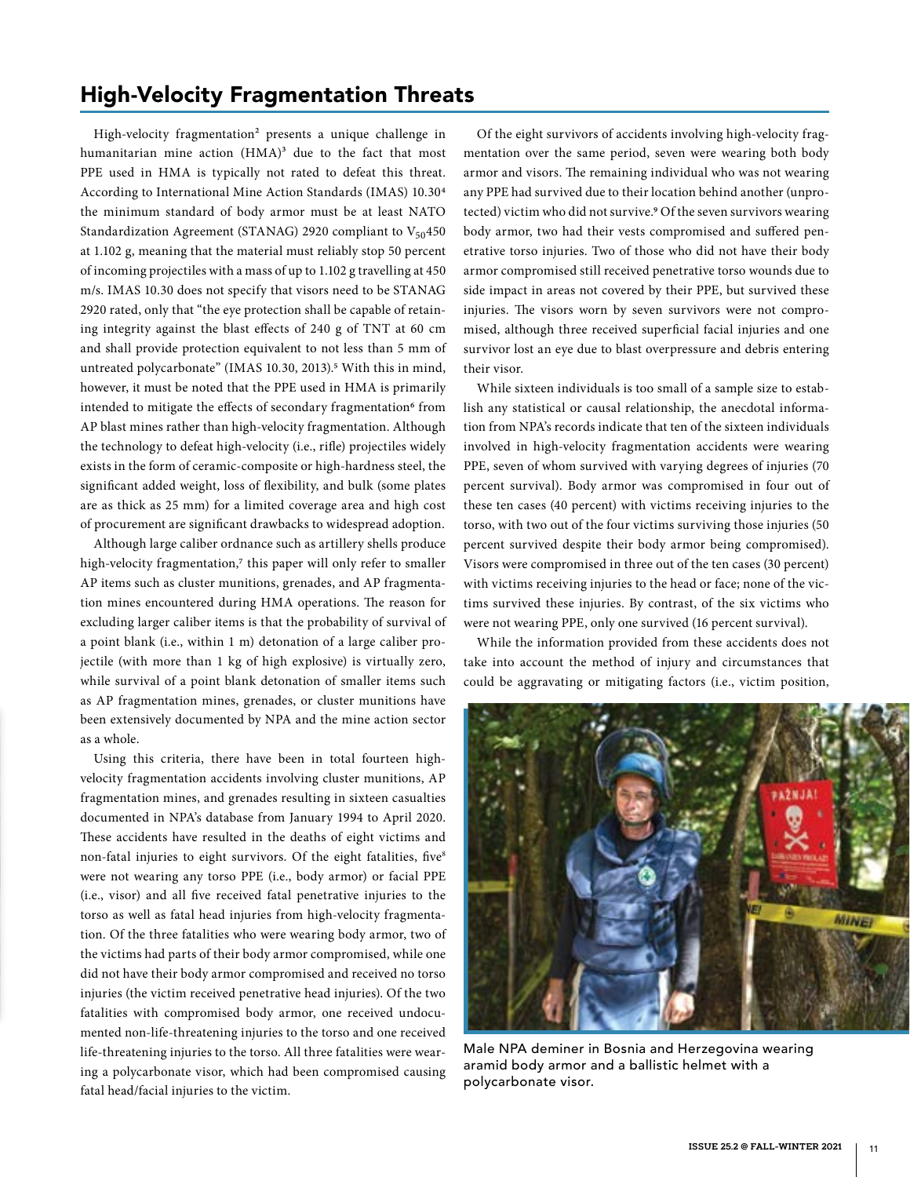## High-Velocity Fragmentation Threats

High-velocity fragmentation[2] presents a unique challenge in humanitarian mine action (HMA)[3] due to the fact that most PPE used in HMA is typically not rated to defeat this threat. According to International Mine Action Standards (IMAS) 10.30[4] the minimum standard of body armor must be at least NATO Standardization Agreement (STANAG) 2920 compliant to $V_{50}$450 at 1.102 g, meaning that the material must reliably stop 50 percent of incoming projectiles with a mass of up to 1.102 g travelling at 450 m/s. IMAS 10.30 does not specify that visors need to be STANAG 2920 rated, only that "the eye protection shall be capable of retaining integrity against the blast effects of 240 g of TNT at 60 cm and shall provide protection equivalent to not less than 5 mm of untreated polycarbonate" (IMAS 10.30, 2013).[5] With this in mind, however, it must be noted that the PPE used in HMA is primarily intended to mitigate the effects of secondary fragmentation[6] from AP blast mines rather than high-velocity fragmentation. Although the technology to defeat high-velocity (i.e., rifle) projectiles widely exists in the form of ceramic-composite or high-hardness steel, the significant added weight, loss of flexibility, and bulk (some plates are as thick as 25 mm) for a limited coverage area and high cost of procurement are significant drawbacks to widespread adoption.

Although large caliber ordnance such as artillery shells produce high-velocity fragmentation,[7] this paper will only refer to smaller AP items such as cluster munitions, grenades, and AP fragmentation mines encountered during HMA operations. The reason for excluding larger caliber items is that the probability of survival of a point blank (i.e., within 1 m) detonation of a large caliber projectile (with more than 1 kg of high explosive) is virtually zero, while survival of a point blank detonation of smaller items such as AP fragmentation mines, grenades, or cluster munitions have been extensively documented by NPA and the mine action sector as a whole.

Using this criteria, there have been in total fourteen high-velocity fragmentation accidents involving cluster munitions, AP fragmentation mines, and grenades resulting in sixteen casualties documented in NPA's database from January 1994 to April 2020. These accidents have resulted in the deaths of eight victims and non-fatal injuries to eight survivors. Of the eight fatalities, five[8] were not wearing any torso PPE (i.e., body armor) or facial PPE (i.e., visor) and all five received fatal penetrative injuries to the torso as well as fatal head injuries from high-velocity fragmentation. Of the three fatalities who were wearing body armor, two of the victims had parts of their body armor compromised, while one did not have their body armor compromised and received no torso injuries (the victim received penetrative head injuries). Of the two fatalities with compromised body armor, one received undocumented non-life-threatening injuries to the torso and one received life-threatening injuries to the torso. All three fatalities were wearing a polycarbonate visor, which had been compromised causing fatal head/facial injuries to the victim.

Of the eight survivors of accidents involving high-velocity fragmentation over the same period, seven were wearing both body armor and visors. The remaining individual who was not wearing any PPE had survived due to their location behind another (unprotected) victim who did not survive.[9] Of the seven survivors wearing body armor, two had their vests compromised and suffered penetrative torso injuries. Two of those who did not have their body armor compromised still received penetrative torso wounds due to side impact in areas not covered by their PPE, but survived these injuries. The visors worn by seven survivors were not compromised, although three received superficial facial injuries and one survivor lost an eye due to blast overpressure and debris entering their visor.

While sixteen individuals is too small of a sample size to establish any statistical or causal relationship, the anecdotal information from NPA's records indicate that ten of the sixteen individuals involved in high-velocity fragmentation accidents were wearing PPE, seven of whom survived with varying degrees of injuries (70 percent survival). Body armor was compromised in four out of these ten cases (40 percent) with victims receiving injuries to the torso, with two out of the four victims surviving those injuries (50 percent survived despite their body armor being compromised). Visors were compromised in three out of the ten cases (30 percent) with victims receiving injuries to the head or face; none of the victims survived these injuries. By contrast, of the six victims who were not wearing PPE, only one survived (16 percent survival).

While the information provided from these accidents does not take into account the method of injury and circumstances that could be aggravating or mitigating factors (i.e., victim position,

Male NPA deminer in Bosnia and Herzegovina wearing aramid body armor and a ballistic helmet with a polycarbonate visor.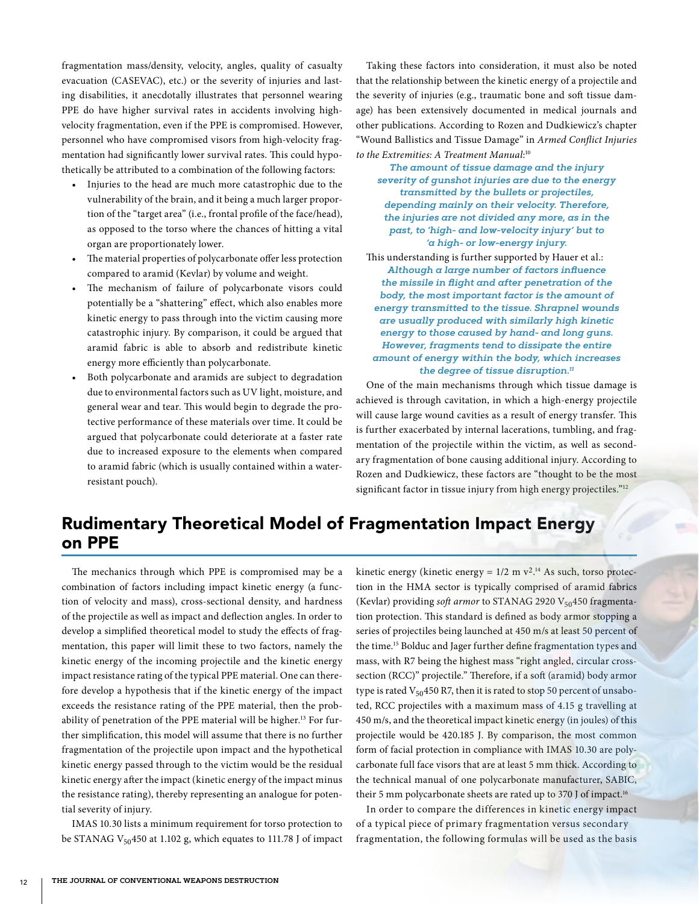fragmentation mass/density, velocity, angles, quality of casualty evacuation (CASEVAC), etc.) or the severity of injuries and lasting disabilities, it anecdotally illustrates that personnel wearing PPE do have higher survival rates in accidents involving high-velocity fragmentation, even if the PPE is compromised. However, personnel who have compromised visors from high-velocity fragmentation had significantly lower survival rates. This could hypothetically be attributed to a combination of the following factors:

- Injuries to the head are much more catastrophic due to the vulnerability of the brain, and it being a much larger proportion of the "target area" (i.e., frontal profile of the face/head), as opposed to the torso where the chances of hitting a vital organ are proportionately lower.
- The material properties of polycarbonate offer less protection compared to aramid (Kevlar) by volume and weight.
- The mechanism of failure of polycarbonate visors could potentially be a "shattering" effect, which also enables more kinetic energy to pass through into the victim causing more catastrophic injury. By comparison, it could be argued that aramid fabric is able to absorb and redistribute kinetic energy more efficiently than polycarbonate.
- Both polycarbonate and aramids are subject to degradation due to environmental factors such as UV light, moisture, and general wear and tear. This would begin to degrade the protective performance of these materials over time. It could be argued that polycarbonate could deteriorate at a faster rate due to increased exposure to the elements when compared to aramid fabric (which is usually contained within a water-resistant pouch).

Taking these factors into consideration, it must also be noted that the relationship between the kinetic energy of a projectile and the severity of injuries (e.g., traumatic bone and soft tissue damage) has been extensively documented in medical journals and other publications. According to Rozen and Dudkiewicz's chapter "Wound Ballistics and Tissue Damage" in *Armed Conflict Injuries to the Extremities: A Treatment Manual*:[10]

> *The amount of tissue damage and the injury severity of gunshot injuries are due to the energy transmitted by the bullets or projectiles, depending mainly on their velocity. Therefore, the injuries are not divided any more, as in the past, to 'high- and low-velocity injury' but to 'a high- or low-energy injury.*

This understanding is further supported by Hauer et al.:

> *Although a large number of factors influence the missile in flight and after penetration of the body, the most important factor is the amount of energy transmitted to the tissue. Shrapnel wounds are usually produced with similarly high kinetic energy to those caused by hand- and long guns. However, fragments tend to dissipate the entire amount of energy within the body, which increases the degree of tissue disruption.*[11]

One of the main mechanisms through which tissue damage is achieved is through cavitation, in which a high-energy projectile will cause large wound cavities as a result of energy transfer. This is further exacerbated by internal lacerations, tumbling, and fragmentation of the projectile within the victim, as well as secondary fragmentation of bone causing additional injury. According to Rozen and Dudkiewicz, these factors are "thought to be the most significant factor in tissue injury from high energy projectiles."[12]

## Rudimentary Theoretical Model of Fragmentation Impact Energy on PPE

The mechanics through which PPE is compromised may be a combination of factors including impact kinetic energy (a function of velocity and mass), cross-sectional density, and hardness of the projectile as well as impact and deflection angles. In order to develop a simplified theoretical model to study the effects of fragmentation, this paper will limit these to two factors, namely the kinetic energy of the incoming projectile and the kinetic energy impact resistance rating of the typical PPE material. One can therefore develop a hypothesis that if the kinetic energy of the impact exceeds the resistance rating of the PPE material, then the probability of penetration of the PPE material will be higher.[13] For further simplification, this model will assume that there is no further fragmentation of the projectile upon impact and the hypothetical kinetic energy passed through to the victim would be the residual kinetic energy after the impact (kinetic energy of the impact minus the resistance rating), thereby representing an analogue for potential severity of injury.

IMAS 10.30 lists a minimum requirement for torso protection to be STANAG $V_{50}450$ at 1.102 g, which equates to 111.78 J of impact kinetic energy (kinetic energy = $1/2\ m\ v^2$.[14] As such, torso protection in the HMA sector is typically comprised of aramid fabrics (Kevlar) providing *soft armor* to STANAG 2920 $V_{50}450$ fragmentation protection. This standard is defined as body armor stopping a series of projectiles being launched at 450 m/s at least 50 percent of the time.[15] Bolduc and Jager further define fragmentation types and mass, with R7 being the highest mass "right angled, circular cross-section (RCC)" projectile." Therefore, if a soft (aramid) body armor type is rated $V_{50}450$ R7, then it is rated to stop 50 percent of unsaboted, RCC projectiles with a maximum mass of 4.15 g travelling at 450 m/s, and the theoretical impact kinetic energy (in joules) of this projectile would be 420.185 J. By comparison, the most common form of facial protection in compliance with IMAS 10.30 are polycarbonate full face visors that are at least 5 mm thick. According to the technical manual of one polycarbonate manufacturer, SABIC, their 5 mm polycarbonate sheets are rated up to 370 J of impact.[16]

In order to compare the differences in kinetic energy impact of a typical piece of primary fragmentation versus secondary fragmentation, the following formulas will be used as the basis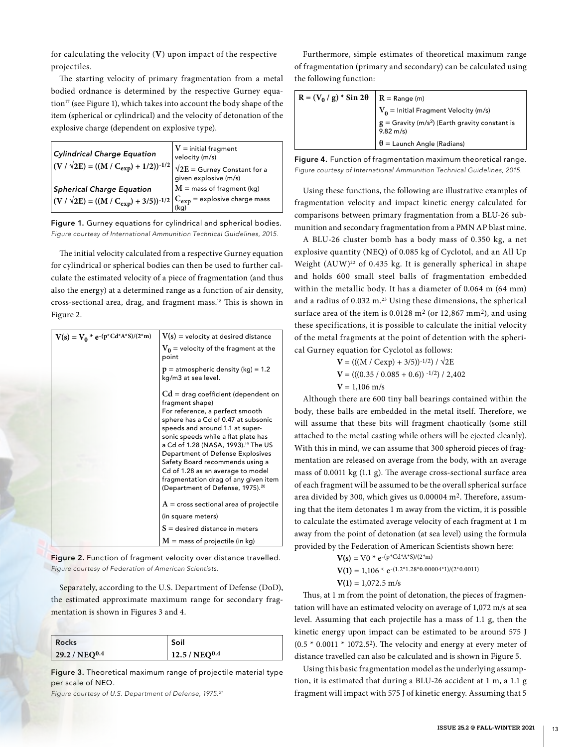for calculating the velocity (**V**) upon impact of the respective projectiles.

The starting velocity of primary fragmentation from a metal bodied ordnance is determined by the respective Gurney equation[17] (see Figure 1), which takes into account the body shape of the item (spherical or cylindrical) and the velocity of detonation of the explosive charge (dependent on explosive type).

| | |
|---|---|
| *Cylindrical Charge Equation* $(V / \sqrt{2E}) = ((M / C_{exp}) + 1/2))^{-1/2}$ | $V$ = initial fragment velocity (m/s) |
| | $\sqrt{2E}$ = Gurney Constant for a given explosive (m/s) |
| *Spherical Charge Equation* $(V / \sqrt{2E}) = ((M / C_{exp}) + 3/5))^{-1/2}$ | $M$ = mass of fragment (kg) |
| | $C_{exp}$ = explosive charge mass (kg) |

**Figure 1.** Gurney equations for cylindrical and spherical bodies. *Figure courtesy of International Ammunition Technical Guidelines, 2015.*

The initial velocity calculated from a respective Gurney equation for cylindrical or spherical bodies can then be used to further calculate the estimated velocity of a piece of fragmentation (and thus also the energy) at a determined range as a function of air density, cross-sectional area, drag, and fragment mass.[18] This is shown in Figure 2.

| | |
|---|---|
| $V(s) = V_0 * e^{-(p*Cd*A*S)/(2*m)}$ | $V(s)$ = velocity at desired distance |
| | $V_0$ = velocity of the fragment at the point |
| | $p$ = atmospheric density (kg) = 1.2 kg/m3 at sea level. |
| | $Cd$ = drag coefficient (dependent on fragment shape) For reference, a perfect smooth sphere has a Cd of 0.47 at subsonic speeds and around 1.1 at supersonic speeds while a flat plate has a Cd of 1.28 (NASA, 1993).[19] The US Department of Defense Explosives Safety Board recommends using a Cd of 1.28 as an average to model fragmentation drag of any given item (Department of Defense, 1975).[20] |
| | $A$ = cross sectional area of projectile (in square meters) |
| | $S$ = desired distance in meters |
| | $M$ = mass of projectile (in kg) |

**Figure 2.** Function of fragment velocity over distance travelled. *Figure courtesy of Federation of American Scientists.*

Separately, according to the U.S. Department of Defense (DoD), the estimated approximate maximum range for secondary fragmentation is shown in Figures 3 and 4.

| Rocks | Soil |
|---|---|
| $29.2 / NEQ^{0.4}$ | $12.5 / NEQ^{0.4}$ |

**Figure 3.** Theoretical maximum range of projectile material type per scale of NEQ.
*Figure courtesy of U.S. Department of Defense, 1975.[21]*

Furthermore, simple estimates of theoretical maximum range of fragmentation (primary and secondary) can be calculated using the following function:

| | |
|---|---|
| $R = (V_0 / g) * \text{Sin } 2\theta$ | $R$ = Range (m) |
| | $V_0$ = Initial Fragment Velocity (m/s) |
| | $g$ = Gravity (m/s$^2$) (Earth gravity constant is 9.82 m/s) |
| | $\theta$ = Launch Angle (Radians) |

**Figure 4.** Function of fragmentation maximum theoretical range. *Figure courtesy of International Ammunition Technical Guidelines, 2015.*

Using these functions, the following are illustrative examples of fragmentation velocity and impact kinetic energy calculated for comparisons between primary fragmentation from a BLU-26 submunition and secondary fragmentation from a PMN AP blast mine.

A BLU-26 cluster bomb has a body mass of 0.350 kg, a net explosive quantity (NEQ) of 0.085 kg of Cyclotol, and an All Up Weight (AUW)[22] of 0.435 kg. It is generally spherical in shape and holds 600 small steel balls of fragmentation embedded within the metallic body. It has a diameter of 0.064 m (64 mm) and a radius of 0.032 m.[23] Using these dimensions, the spherical surface area of the item is 0.0128 m$^2$ (or 12,867 mm$^2$), and using these specifications, it is possible to calculate the initial velocity of the metal fragments at the point of detention with the spherical Gurney equation for Cyclotol as follows:

$$\mathbf{V} = (((M / Cexp) + 3/5))^{-1/2}) / \sqrt{2E}$$

$$\mathbf{V} = (((0.35 / 0.085 + 0.6))^{-1/2}) / 2{,}402$$

$$\mathbf{V} = 1{,}106 \text{ m/s}$$

Although there are 600 tiny ball bearings contained within the body, these balls are embedded in the metal itself. Therefore, we will assume that these bits will fragment chaotically (some still attached to the metal casting while others will be ejected cleanly). With this in mind, we can assume that 300 spheroid pieces of fragmentation are released on average from the body, with an average mass of 0.0011 kg (1.1 g). The average cross-sectional surface area of each fragment will be assumed to be the overall spherical surface area divided by 300, which gives us 0.00004 m$^2$. Therefore, assuming that the item detonates 1 m away from the victim, it is possible to calculate the estimated average velocity of each fragment at 1 m away from the point of detonation (at sea level) using the formula provided by the Federation of American Scientists shown here:

$$\mathbf{V(s)} = V0 * e^{-(p*Cd*A*S)/(2*m)}$$

$$\mathbf{V(1)} = 1{,}106 * e^{-(1.2*1.28*0.00004*1)/(2*0.0011)}$$

$$\mathbf{V(1)} = 1{,}072.5 \text{ m/s}$$

Thus, at 1 m from the point of detonation, the pieces of fragmentation will have an estimated velocity on average of 1,072 m/s at sea level. Assuming that each projectile has a mass of 1.1 g, then the kinetic energy upon impact can be estimated to be around 575 J ($0.5 * 0.0011 * 1072.5^2$). The velocity and energy at every meter of distance travelled can also be calculated and is shown in Figure 5.

Using this basic fragmentation model as the underlying assumption, it is estimated that during a BLU-26 accident at 1 m, a 1.1 g fragment will impact with 575 J of kinetic energy. Assuming that 5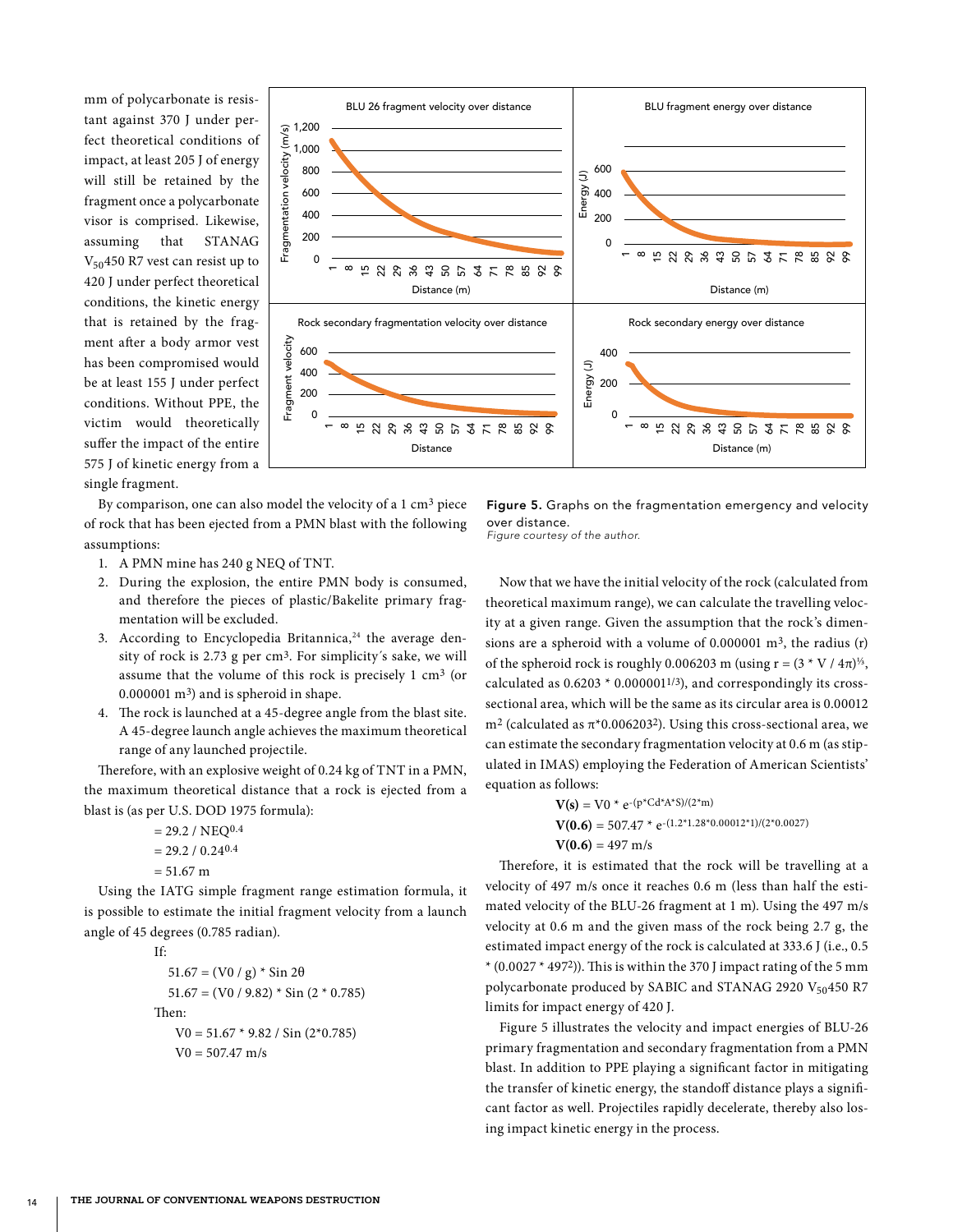mm of polycarbonate is resistant against 370 J under perfect theoretical conditions of impact, at least 205 J of energy will still be retained by the fragment once a polycarbonate visor is comprised. Likewise, assuming that STANAG $V_{50}$450 R7 vest can resist up to 420 J under perfect theoretical conditions, the kinetic energy that is retained by the fragment after a body armor vest has been compromised would be at least 155 J under perfect conditions. Without PPE, the victim would theoretically suffer the impact of the entire 575 J of kinetic energy from a single fragment.

By comparison, one can also model the velocity of a 1 $cm^3$ piece of rock that has been ejected from a PMN blast with the following assumptions:

1. A PMN mine has 240 g NEQ of TNT.
2. During the explosion, the entire PMN body is consumed, and therefore the pieces of plastic/Bakelite primary fragmentation will be excluded.
3. According to Encyclopedia Britannica,[24] the average density of rock is 2.73 g per $cm^3$. For simplicity´s sake, we will assume that the volume of this rock is precisely 1 $cm^3$ (or 0.000001 $m^3$) and is spheroid in shape.
4. The rock is launched at a 45-degree angle from the blast site. A 45-degree launch angle achieves the maximum theoretical range of any launched projectile.

Therefore, with an explosive weight of 0.24 kg of TNT in a PMN, the maximum theoretical distance that a rock is ejected from a blast is (as per U.S. DOD 1975 formula):

$$= 29.2 / NEQ^{0.4}$$
$$= 29.2 / 0.24^{0.4}$$
$$= 51.67 \text{ m}$$

Using the IATG simple fragment range estimation formula, it is possible to estimate the initial fragment velocity from a launch angle of 45 degrees (0.785 radian).

If:

$$51.67 = (V0 / g) * \sin 2\theta$$
$$51.67 = (V0 / 9.82) * \sin (2 * 0.785)$$

Then:

$$V0 = 51.67 * 9.82 / \sin (2*0.785)$$
$$V0 = 507.47 \text{ m/s}$$

Figure 5. Graphs on the fragmentation emergency and velocity over distance.
*Figure courtesy of the author.*

Now that we have the initial velocity of the rock (calculated from theoretical maximum range), we can calculate the travelling velocity at a given range. Given the assumption that the rock's dimensions are a spheroid with a volume of 0.000001 $m^3$, the radius (r) of the spheroid rock is roughly 0.006203 m (using $r = (3 * V / 4\pi)^{1/3}$, calculated as $0.6203 * 0.000001^{1/3}$), and correspondingly its cross-sectional area, which will be the same as its circular area is 0.00012 $m^2$ (calculated as $\pi*0.006203^2$). Using this cross-sectional area, we can estimate the secondary fragmentation velocity at 0.6 m (as stipulated in IMAS) employing the Federation of American Scientists' equation as follows:

$$\mathbf{V(s)} = V0 * e^{-(p*Cd*A*S)/(2*m)}$$
$$\mathbf{V(0.6)} = 507.47 * e^{-(1.2*1.28*0.00012*1)/(2*0.0027)}$$
$$\mathbf{V(0.6)} = 497 \text{ m/s}$$

Therefore, it is estimated that the rock will be travelling at a velocity of 497 m/s once it reaches 0.6 m (less than half the estimated velocity of the BLU-26 fragment at 1 m). Using the 497 m/s velocity at 0.6 m and the given mass of the rock being 2.7 g, the estimated impact energy of the rock is calculated at 333.6 J (i.e., $0.5 * (0.0027 * 497^2)$). This is within the 370 J impact rating of the 5 mm polycarbonate produced by SABIC and STANAG 2920 $V_{50}$450 R7 limits for impact energy of 420 J.

Figure 5 illustrates the velocity and impact energies of BLU-26 primary fragmentation and secondary fragmentation from a PMN blast. In addition to PPE playing a significant factor in mitigating the transfer of kinetic energy, the standoff distance plays a significant factor as well. Projectiles rapidly decelerate, thereby also losing impact kinetic energy in the process.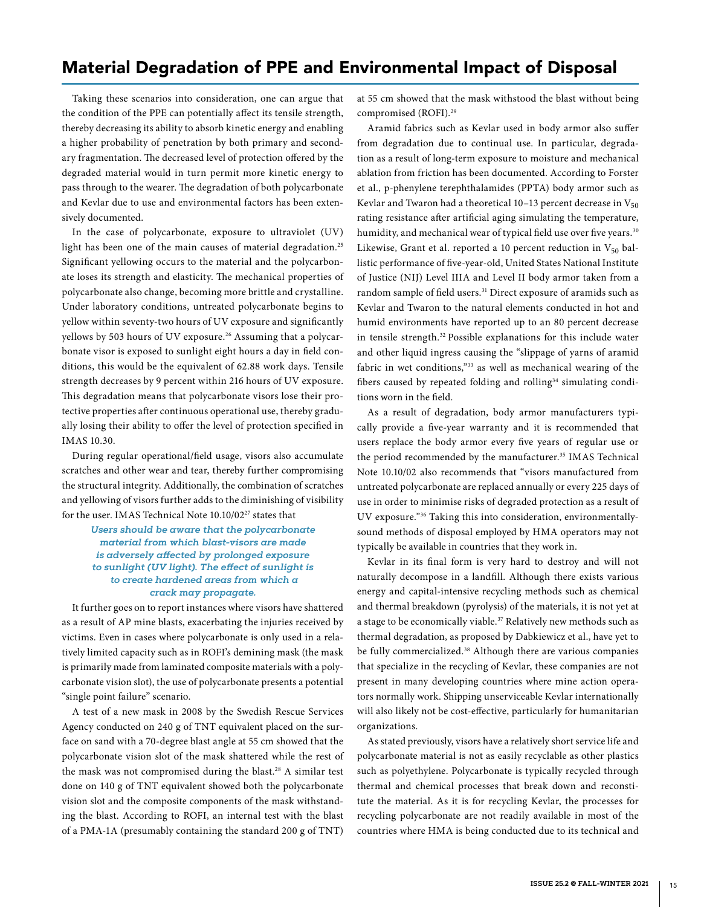## Material Degradation of PPE and Environmental Impact of Disposal

Taking these scenarios into consideration, one can argue that the condition of the PPE can potentially affect its tensile strength, thereby decreasing its ability to absorb kinetic energy and enabling a higher probability of penetration by both primary and secondary fragmentation. The decreased level of protection offered by the degraded material would in turn permit more kinetic energy to pass through to the wearer. The degradation of both polycarbonate and Kevlar due to use and environmental factors has been extensively documented.

In the case of polycarbonate, exposure to ultraviolet (UV) light has been one of the main causes of material degradation.[25] Significant yellowing occurs to the material and the polycarbonate loses its strength and elasticity. The mechanical properties of polycarbonate also change, becoming more brittle and crystalline. Under laboratory conditions, untreated polycarbonate begins to yellow within seventy-two hours of UV exposure and significantly yellows by 503 hours of UV exposure.[26] Assuming that a polycarbonate visor is exposed to sunlight eight hours a day in field conditions, this would be the equivalent of 62.88 work days. Tensile strength decreases by 9 percent within 216 hours of UV exposure. This degradation means that polycarbonate visors lose their protective properties after continuous operational use, thereby gradually losing their ability to offer the level of protection specified in IMAS 10.30.

During regular operational/field usage, visors also accumulate scratches and other wear and tear, thereby further compromising the structural integrity. Additionally, the combination of scratches and yellowing of visors further adds to the diminishing of visibility for the user. IMAS Technical Note 10.10/02[27] states that

> ***Users should be aware that the polycarbonate material from which blast-visors are made is adversely affected by prolonged exposure to sunlight (UV light). The effect of sunlight is to create hardened areas from which a crack may propagate.***

It further goes on to report instances where visors have shattered as a result of AP mine blasts, exacerbating the injuries received by victims. Even in cases where polycarbonate is only used in a relatively limited capacity such as in ROFI's demining mask (the mask is primarily made from laminated composite materials with a polycarbonate vision slot), the use of polycarbonate presents a potential "single point failure" scenario.

A test of a new mask in 2008 by the Swedish Rescue Services Agency conducted on 240 g of TNT equivalent placed on the surface on sand with a 70-degree blast angle at 55 cm showed that the polycarbonate vision slot of the mask shattered while the rest of the mask was not compromised during the blast.[28] A similar test done on 140 g of TNT equivalent showed both the polycarbonate vision slot and the composite components of the mask withstanding the blast. According to ROFI, an internal test with the blast of a PMA-1A (presumably containing the standard 200 g of TNT) at 55 cm showed that the mask withstood the blast without being compromised (ROFI).[29]

Aramid fabrics such as Kevlar used in body armor also suffer from degradation due to continual use. In particular, degradation as a result of long-term exposure to moisture and mechanical ablation from friction has been documented. According to Forster et al., p-phenylene terephthalamides (PPTA) body armor such as Kevlar and Twaron had a theoretical 10–13 percent decrease in $V_{50}$ rating resistance after artificial aging simulating the temperature, humidity, and mechanical wear of typical field use over five years.[30] Likewise, Grant et al. reported a 10 percent reduction in $V_{50}$ ballistic performance of five-year-old, United States National Institute of Justice (NIJ) Level IIIA and Level II body armor taken from a random sample of field users.[31] Direct exposure of aramids such as Kevlar and Twaron to the natural elements conducted in hot and humid environments have reported up to an 80 percent decrease in tensile strength.[32] Possible explanations for this include water and other liquid ingress causing the "slippage of yarns of aramid fabric in wet conditions,"[33] as well as mechanical wearing of the fibers caused by repeated folding and rolling[34] simulating conditions worn in the field.

As a result of degradation, body armor manufacturers typically provide a five-year warranty and it is recommended that users replace the body armor every five years of regular use or the period recommended by the manufacturer.[35] IMAS Technical Note 10.10/02 also recommends that "visors manufactured from untreated polycarbonate are replaced annually or every 225 days of use in order to minimise risks of degraded protection as a result of UV exposure."[36] Taking this into consideration, environmentally-sound methods of disposal employed by HMA operators may not typically be available in countries that they work in.

Kevlar in its final form is very hard to destroy and will not naturally decompose in a landfill. Although there exists various energy and capital-intensive recycling methods such as chemical and thermal breakdown (pyrolysis) of the materials, it is not yet at a stage to be economically viable.[37] Relatively new methods such as thermal degradation, as proposed by Dabkiewicz et al., have yet to be fully commercialized.[38] Although there are various companies that specialize in the recycling of Kevlar, these companies are not present in many developing countries where mine action operators normally work. Shipping unserviceable Kevlar internationally will also likely not be cost-effective, particularly for humanitarian organizations.

As stated previously, visors have a relatively short service life and polycarbonate material is not as easily recyclable as other plastics such as polyethylene. Polycarbonate is typically recycled through thermal and chemical processes that break down and reconstitute the material. As it is for recycling Kevlar, the processes for recycling polycarbonate are not readily available in most of the countries where HMA is being conducted due to its technical and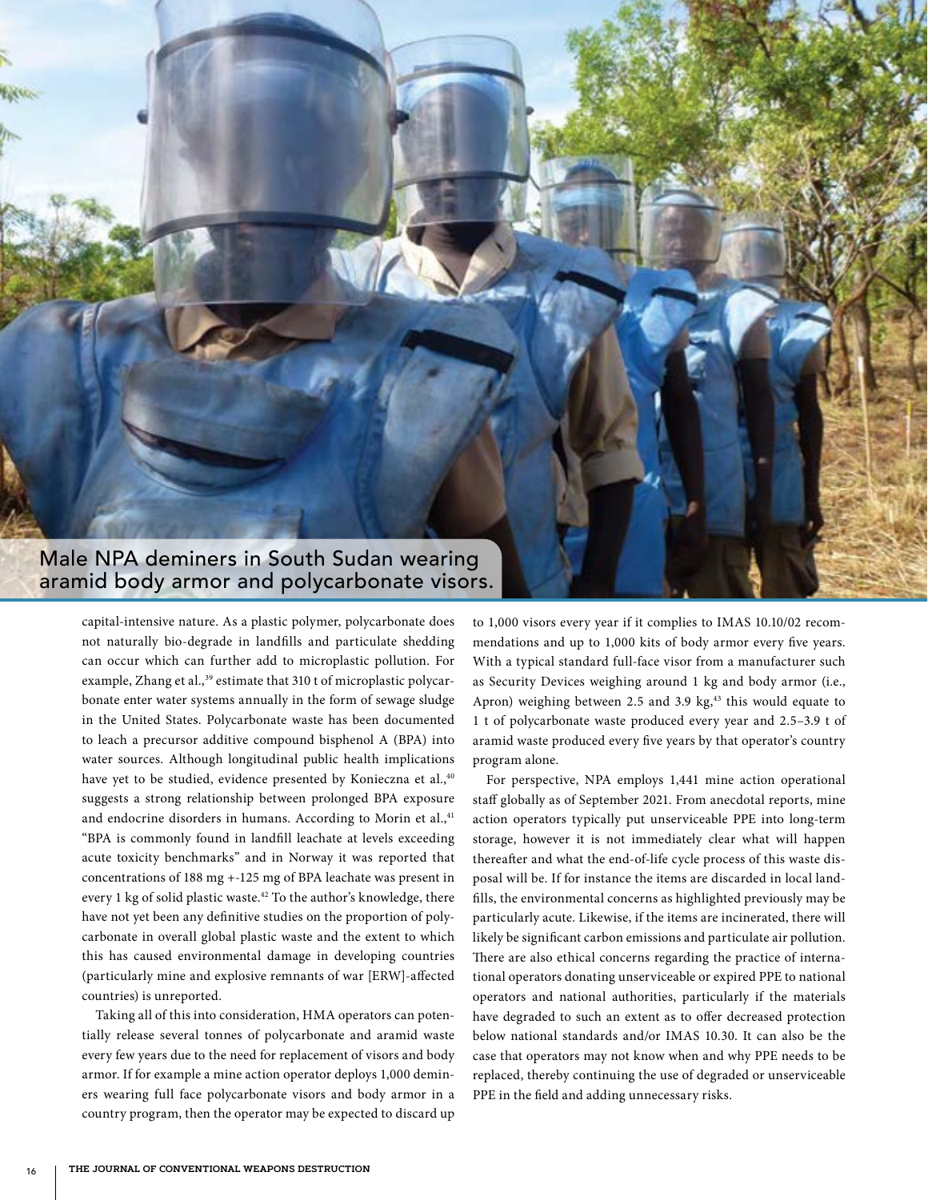Male NPA deminers in South Sudan wearing aramid body armor and polycarbonate visors.

capital-intensive nature. As a plastic polymer, polycarbonate does not naturally bio-degrade in landfills and particulate shedding can occur which can further add to microplastic pollution. For example, Zhang et al.,[39] estimate that 310 t of microplastic polycarbonate enter water systems annually in the form of sewage sludge in the United States. Polycarbonate waste has been documented to leach a precursor additive compound bisphenol A (BPA) into water sources. Although longitudinal public health implications have yet to be studied, evidence presented by Konieczna et al.,[40] suggests a strong relationship between prolonged BPA exposure and endocrine disorders in humans. According to Morin et al.,[41] "BPA is commonly found in landfill leachate at levels exceeding acute toxicity benchmarks" and in Norway it was reported that concentrations of 188 mg +-125 mg of BPA leachate was present in every 1 kg of solid plastic waste.[42] To the author's knowledge, there have not yet been any definitive studies on the proportion of polycarbonate in overall global plastic waste and the extent to which this has caused environmental damage in developing countries (particularly mine and explosive remnants of war [ERW]-affected countries) is unreported.

Taking all of this into consideration, HMA operators can potentially release several tonnes of polycarbonate and aramid waste every few years due to the need for replacement of visors and body armor. If for example a mine action operator deploys 1,000 deminers wearing full face polycarbonate visors and body armor in a country program, then the operator may be expected to discard up to 1,000 visors every year if it complies to IMAS 10.10/02 recommendations and up to 1,000 kits of body armor every five years. With a typical standard full-face visor from a manufacturer such as Security Devices weighing around 1 kg and body armor (i.e., Apron) weighing between 2.5 and 3.9 kg,[43] this would equate to 1 t of polycarbonate waste produced every year and 2.5–3.9 t of aramid waste produced every five years by that operator's country program alone.

For perspective, NPA employs 1,441 mine action operational staff globally as of September 2021. From anecdotal reports, mine action operators typically put unserviceable PPE into long-term storage, however it is not immediately clear what will happen thereafter and what the end-of-life cycle process of this waste disposal will be. If for instance the items are discarded in local landfills, the environmental concerns as highlighted previously may be particularly acute. Likewise, if the items are incinerated, there will likely be significant carbon emissions and particulate air pollution. There are also ethical concerns regarding the practice of international operators donating unserviceable or expired PPE to national operators and national authorities, particularly if the materials have degraded to such an extent as to offer decreased protection below national standards and/or IMAS 10.30. It can also be the case that operators may not know when and why PPE needs to be replaced, thereby continuing the use of degraded or unserviceable PPE in the field and adding unnecessary risks.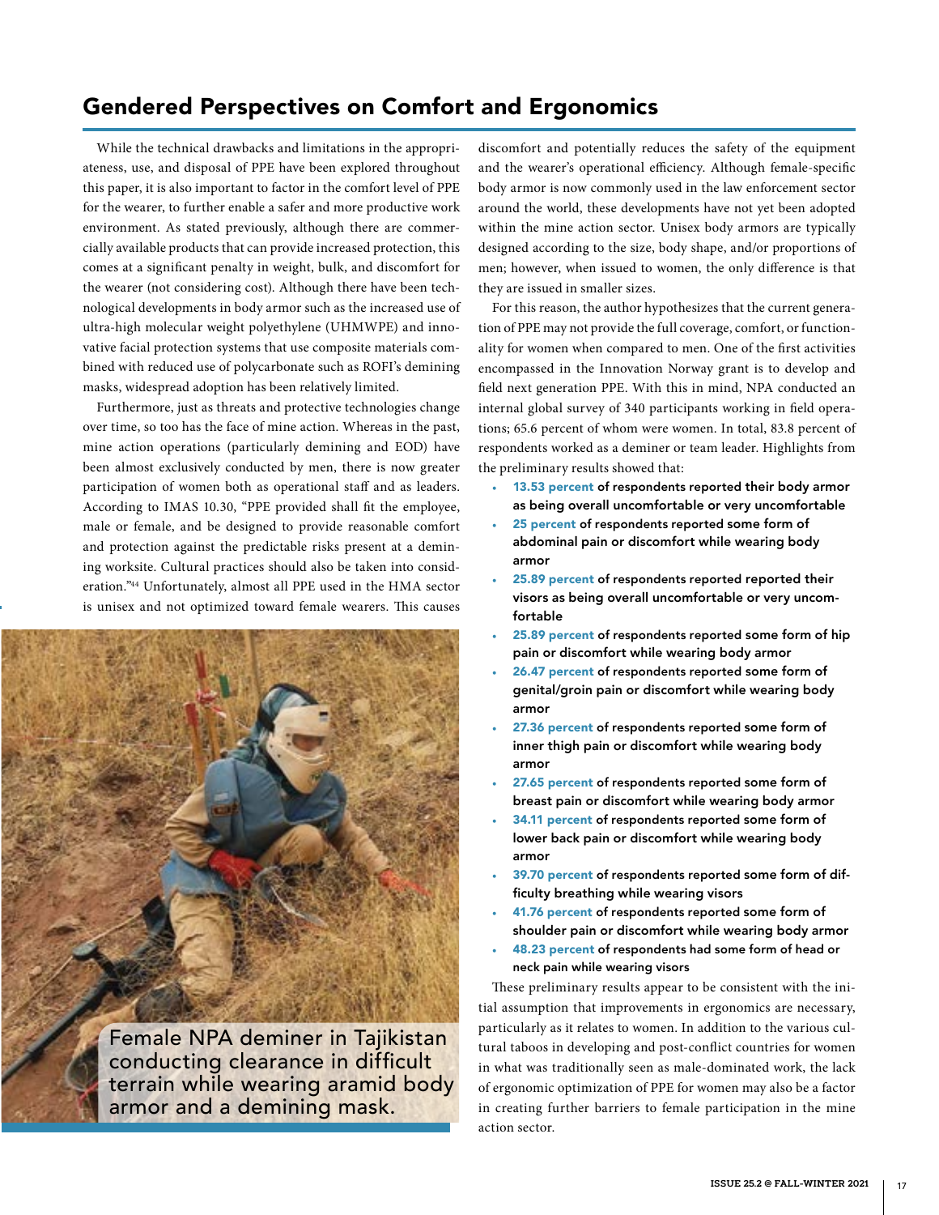## Gendered Perspectives on Comfort and Ergonomics

While the technical drawbacks and limitations in the appropriateness, use, and disposal of PPE have been explored throughout this paper, it is also important to factor in the comfort level of PPE for the wearer, to further enable a safer and more productive work environment. As stated previously, although there are commercially available products that can provide increased protection, this comes at a significant penalty in weight, bulk, and discomfort for the wearer (not considering cost). Although there have been technological developments in body armor such as the increased use of ultra-high molecular weight polyethylene (UHMWPE) and innovative facial protection systems that use composite materials combined with reduced use of polycarbonate such as ROFI's demining masks, widespread adoption has been relatively limited.

Furthermore, just as threats and protective technologies change over time, so too has the face of mine action. Whereas in the past, mine action operations (particularly demining and EOD) have been almost exclusively conducted by men, there is now greater participation of women both as operational staff and as leaders. According to IMAS 10.30, "PPE provided shall fit the employee, male or female, and be designed to provide reasonable comfort and protection against the predictable risks present at a demining worksite. Cultural practices should also be taken into consideration."[44] Unfortunately, almost all PPE used in the HMA sector is unisex and not optimized toward female wearers. This causes discomfort and potentially reduces the safety of the equipment and the wearer's operational efficiency. Although female-specific body armor is now commonly used in the law enforcement sector around the world, these developments have not yet been adopted within the mine action sector. Unisex body armors are typically designed according to the size, body shape, and/or proportions of men; however, when issued to women, the only difference is that they are issued in smaller sizes.

Female NPA deminer in Tajikistan conducting clearance in difficult terrain while wearing aramid body armor and a demining mask.

For this reason, the author hypothesizes that the current generation of PPE may not provide the full coverage, comfort, or functionality for women when compared to men. One of the first activities encompassed in the Innovation Norway grant is to develop and field next generation PPE. With this in mind, NPA conducted an internal global survey of 340 participants working in field operations; 65.6 percent of whom were women. In total, 83.8 percent of respondents worked as a deminer or team leader. Highlights from the preliminary results showed that:

- **13.53 percent of respondents reported their body armor as being overall uncomfortable or very uncomfortable**
- **25 percent of respondents reported some form of abdominal pain or discomfort while wearing body armor**
- **25.89 percent of respondents reported reported their visors as being overall uncomfortable or very uncomfortable**
- **25.89 percent of respondents reported some form of hip pain or discomfort while wearing body armor**
- **26.47 percent of respondents reported some form of genital/groin pain or discomfort while wearing body armor**
- **27.36 percent of respondents reported some form of inner thigh pain or discomfort while wearing body armor**
- **27.65 percent of respondents reported some form of breast pain or discomfort while wearing body armor**
- **34.11 percent of respondents reported some form of lower back pain or discomfort while wearing body armor**
- **39.70 percent of respondents reported some form of difficulty breathing while wearing visors**
- **41.76 percent of respondents reported some form of shoulder pain or discomfort while wearing body armor**
- **48.23 percent of respondents had some form of head or neck pain while wearing visors**

These preliminary results appear to be consistent with the initial assumption that improvements in ergonomics are necessary, particularly as it relates to women. In addition to the various cultural taboos in developing and post-conflict countries for women in what was traditionally seen as male-dominated work, the lack of ergonomic optimization of PPE for women may also be a factor in creating further barriers to female participation in the mine action sector.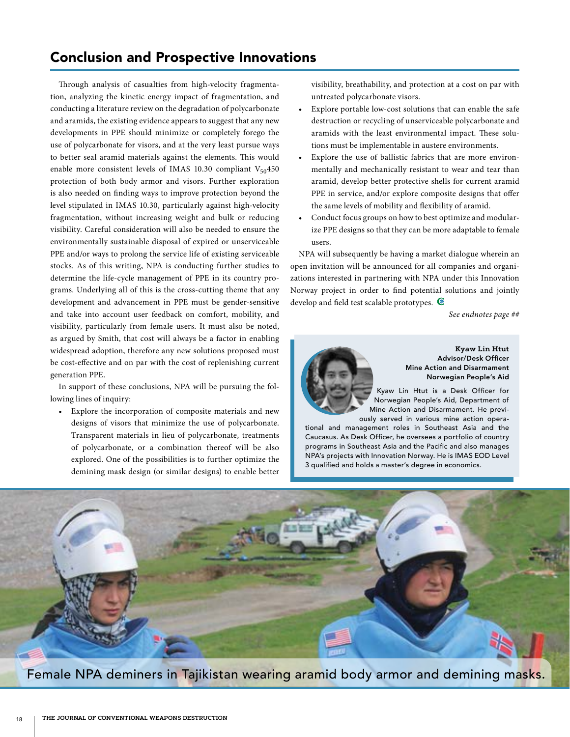## Conclusion and Prospective Innovations

Through analysis of casualties from high-velocity fragmentation, analyzing the kinetic energy impact of fragmentation, and conducting a literature review on the degradation of polycarbonate and aramids, the existing evidence appears to suggest that any new developments in PPE should minimize or completely forego the use of polycarbonate for visors, and at the very least pursue ways to better seal aramid materials against the elements. This would enable more consistent levels of IMAS 10.30 compliant $V_{50}450$ protection of both body armor and visors. Further exploration is also needed on finding ways to improve protection beyond the level stipulated in IMAS 10.30, particularly against high-velocity fragmentation, without increasing weight and bulk or reducing visibility. Careful consideration will also be needed to ensure the environmentally sustainable disposal of expired or unserviceable PPE and/or ways to prolong the service life of existing serviceable stocks. As of this writing, NPA is conducting further studies to determine the life-cycle management of PPE in its country programs. Underlying all of this is the cross-cutting theme that any development and advancement in PPE must be gender-sensitive and take into account user feedback on comfort, mobility, and visibility, particularly from female users. It must also be noted, as argued by Smith, that cost will always be a factor in enabling widespread adoption, therefore any new solutions proposed must be cost-effective and on par with the cost of replenishing current generation PPE.

In support of these conclusions, NPA will be pursuing the following lines of inquiry:

- Explore the incorporation of composite materials and new designs of visors that minimize the use of polycarbonate. Transparent materials in lieu of polycarbonate, treatments of polycarbonate, or a combination thereof will be also explored. One of the possibilities is to further optimize the demining mask design (or similar designs) to enable better visibility, breathability, and protection at a cost on par with untreated polycarbonate visors.
- Explore portable low-cost solutions that can enable the safe destruction or recycling of unserviceable polycarbonate and aramids with the least environmental impact. These solutions must be implementable in austere environments.
- Explore the use of ballistic fabrics that are more environmentally and mechanically resistant to wear and tear than aramid, develop better protective shells for current aramid PPE in service, and/or explore composite designs that offer the same levels of mobility and flexibility of aramid.
- Conduct focus groups on how to best optimize and modularize PPE designs so that they can be more adaptable to female users.

NPA will subsequently be having a market dialogue wherein an open invitation will be announced for all companies and organizations interested in partnering with NPA under this Innovation Norway project in order to find potential solutions and jointly develop and field test scalable prototypes.

*See endnotes page ##*

**Kyaw Lin Htut**
**Advisor/Desk Officer**
**Mine Action and Disarmament**
**Norwegian People's Aid**

Kyaw Lin Htut is a Desk Officer for Norwegian People's Aid, Department of Mine Action and Disarmament. He previously served in various mine action operational and management roles in Southeast Asia and the Caucasus. As Desk Officer, he oversees a portfolio of country programs in Southeast Asia and the Pacific and also manages NPA's projects with Innovation Norway. He is IMAS EOD Level 3 qualified and holds a master's degree in economics.

Female NPA deminers in Tajikistan wearing aramid body armor and demining masks.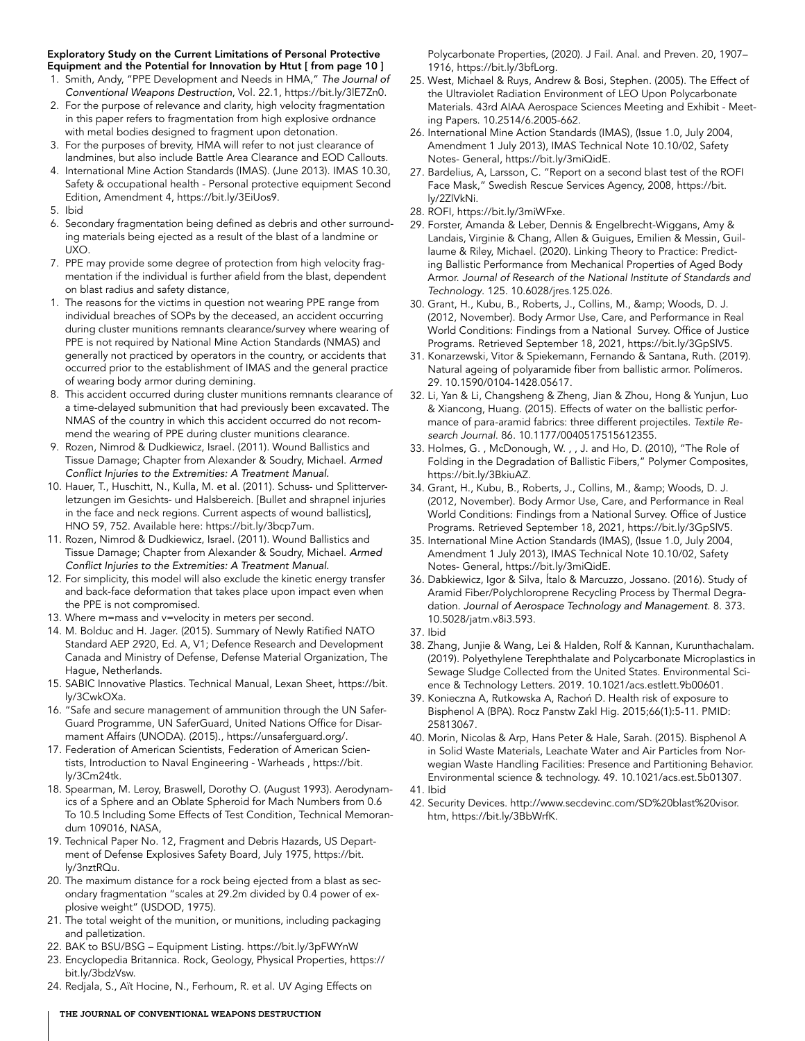**Exploratory Study on the Current Limitations of Personal Protective Equipment and the Potential for Innovation by Htut [ from page 10 ]**

1. Smith, Andy, "PPE Development and Needs in HMA," *The Journal of Conventional Weapons Destruction*, Vol. 22.1, https://bit.ly/3lE7Zn0.
2. For the purpose of relevance and clarity, high velocity fragmentation in this paper refers to fragmentation from high explosive ordnance with metal bodies designed to fragment upon detonation.
3. For the purposes of brevity, HMA will refer to not just clearance of landmines, but also include Battle Area Clearance and EOD Callouts.
4. International Mine Action Standards (IMAS). (June 2013). IMAS 10.30, Safety & occupational health - Personal protective equipment Second Edition, Amendment 4, https://bit.ly/3EiUos9.
5. Ibid
6. Secondary fragmentation being defined as debris and other surrounding materials being ejected as a result of the blast of a landmine or UXO.
7. PPE may provide some degree of protection from high velocity fragmentation if the individual is further afield from the blast, dependent on blast radius and safety distance,
1. The reasons for the victims in question not wearing PPE range from individual breaches of SOPs by the deceased, an accident occurring during cluster munitions remnants clearance/survey where wearing of PPE is not required by National Mine Action Standards (NMAS) and generally not practiced by operators in the country, or accidents that occurred prior to the establishment of IMAS and the general practice of wearing body armor during demining.
8. This accident occurred during cluster munitions remnants clearance of a time-delayed submunition that had previously been excavated. The NMAS of the country in which this accident occurred do not recommend the wearing of PPE during cluster munitions clearance.
9. Rozen, Nimrod & Dudkiewicz, Israel. (2011). Wound Ballistics and Tissue Damage; Chapter from Alexander & Soudry, Michael. *Armed Conflict Injuries to the Extremities: A Treatment Manual.*
10. Hauer, T., Huschitt, N., Kulla, M. et al. (2011). Schuss- und Splitterverletzungen im Gesichts- und Halsbereich. [Bullet and shrapnel injuries in the face and neck regions. Current aspects of wound ballistics], HNO 59, 752. Available here: https://bit.ly/3bcp7um.
11. Rozen, Nimrod & Dudkiewicz, Israel. (2011). Wound Ballistics and Tissue Damage; Chapter from Alexander & Soudry, Michael. *Armed Conflict Injuries to the Extremities: A Treatment Manual.*
12. For simplicity, this model will also exclude the kinetic energy transfer and back-face deformation that takes place upon impact even when the PPE is not compromised.
13. Where m=mass and v=velocity in meters per second.
14. M. Bolduc and H. Jager. (2015). Summary of Newly Ratified NATO Standard AEP 2920, Ed. A, V1; Defence Research and Development Canada and Ministry of Defense, Defense Material Organization, The Hague, Netherlands.
15. SABIC Innovative Plastics. Technical Manual, Lexan Sheet, https://bit.ly/3CwkOXa.
16. "Safe and secure management of ammunition through the UN SaferGuard Programme, UN SaferGuard, United Nations Office for Disarmament Affairs (UNODA). (2015)., https://unsaferguard.org/.
17. Federation of American Scientists, Federation of American Scientists, Introduction to Naval Engineering - Warheads , https://bit.ly/3Cm24tk.
18. Spearman, M. Leroy, Braswell, Dorothy O. (August 1993). Aerodynamics of a Sphere and an Oblate Spheroid for Mach Numbers from 0.6 To 10.5 Including Some Effects of Test Condition, Technical Memorandum 109016, NASA,
19. Technical Paper No. 12, Fragment and Debris Hazards, US Department of Defense Explosives Safety Board, July 1975, https://bit.ly/3nztRQu.
20. The maximum distance for a rock being ejected from a blast as secondary fragmentation "scales at 29.2m divided by 0.4 power of explosive weight" (USDOD, 1975).
21. The total weight of the munition, or munitions, including packaging and palletization.
22. BAK to BSU/BSG – Equipment Listing. https://bit.ly/3pFWYnW
23. Encyclopedia Britannica. Rock, Geology, Physical Properties, https://bit.ly/3bdzVsw.
24. Redjala, S., Aït Hocine, N., Ferhoum, R. et al. UV Aging Effects on Polycarbonate Properties, (2020). J Fail. Anal. and Preven. 20, 1907–1916, https://bit.ly/3bfLorg.
25. West, Michael & Ruys, Andrew & Bosi, Stephen. (2005). The Effect of the Ultraviolet Radiation Environment of LEO Upon Polycarbonate Materials. 43rd AIAA Aerospace Sciences Meeting and Exhibit - Meeting Papers. 10.2514/6.2005-662.
26. International Mine Action Standards (IMAS), (Issue 1.0, July 2004, Amendment 1 July 2013), IMAS Technical Note 10.10/02, Safety Notes- General, https://bit.ly/3miQidE.
27. Bardelius, A, Larsson, C. "Report on a second blast test of the ROFI Face Mask," Swedish Rescue Services Agency, 2008, https://bit.ly/2ZlVkNi.
28. ROFI, https://bit.ly/3miWFxe.
29. Forster, Amanda & Leber, Dennis & Engelbrecht-Wiggans, Amy & Landais, Virginie & Chang, Allen & Guigues, Emilien & Messin, Guillaume & Riley, Michael. (2020). Linking Theory to Practice: Predicting Ballistic Performance from Mechanical Properties of Aged Body Armor. *Journal of Research of the National Institute of Standards and Technology*. 125. 10.6028/jres.125.026.
30. Grant, H., Kubu, B., Roberts, J., Collins, M., &amp; Woods, D. J. (2012, November). Body Armor Use, Care, and Performance in Real World Conditions: Findings from a National Survey. Office of Justice Programs. Retrieved September 18, 2021, https://bit.ly/3GpSlV5.
31. Konarzewski, Vitor & Spiekemann, Fernando & Santana, Ruth. (2019). Natural ageing of polyaramide fiber from ballistic armor. Polímeros. 29. 10.1590/0104-1428.05617.
32. Li, Yan & Li, Changsheng & Zheng, Jian & Zhou, Hong & Yunjun, Luo & Xiancong, Huang. (2015). Effects of water on the ballistic performance of para-aramid fabrics: three different projectiles. *Textile Research Journal*. 86. 10.1177/0040517515612355.
33. Holmes, G. , McDonough, W. , , J. and Ho, D. (2010), "The Role of Folding in the Degradation of Ballistic Fibers," Polymer Composites, https://bit.ly/3BkiuAZ.
34. Grant, H., Kubu, B., Roberts, J., Collins, M., &amp; Woods, D. J. (2012, November). Body Armor Use, Care, and Performance in Real World Conditions: Findings from a National Survey. Office of Justice Programs. Retrieved September 18, 2021, https://bit.ly/3GpSlV5.
35. International Mine Action Standards (IMAS), (Issue 1.0, July 2004, Amendment 1 July 2013), IMAS Technical Note 10.10/02, Safety Notes- General, https://bit.ly/3miQidE.
36. Dabkiewicz, Igor & Silva, Ítalo & Marcuzzo, Jossano. (2016). Study of Aramid Fiber/Polychloroprene Recycling Process by Thermal Degradation. *Journal of Aerospace Technology and Management*. 8. 373. 10.5028/jatm.v8i3.593.
37. Ibid
38. Zhang, Junjie & Wang, Lei & Halden, Rolf & Kannan, Kurunthachalam. (2019). Polyethylene Terephthalate and Polycarbonate Microplastics in Sewage Sludge Collected from the United States. Environmental Science & Technology Letters. 2019. 10.1021/acs.estlett.9b00601.
39. Konieczna A, Rutkowska A, Rachoń D. Health risk of exposure to Bisphenol A (BPA). Rocz Panstw Zakl Hig. 2015;66(1):5-11. PMID: 25813067.
40. Morin, Nicolas & Arp, Hans Peter & Hale, Sarah. (2015). Bisphenol A in Solid Waste Materials, Leachate Water and Air Particles from Norwegian Waste Handling Facilities: Presence and Partitioning Behavior. Environmental science & technology. 49. 10.1021/acs.est.5b01307.
41. Ibid
42. Security Devices. http://www.secdevinc.com/SD%20blast%20visor.htm, https://bit.ly/3BbWrfK.